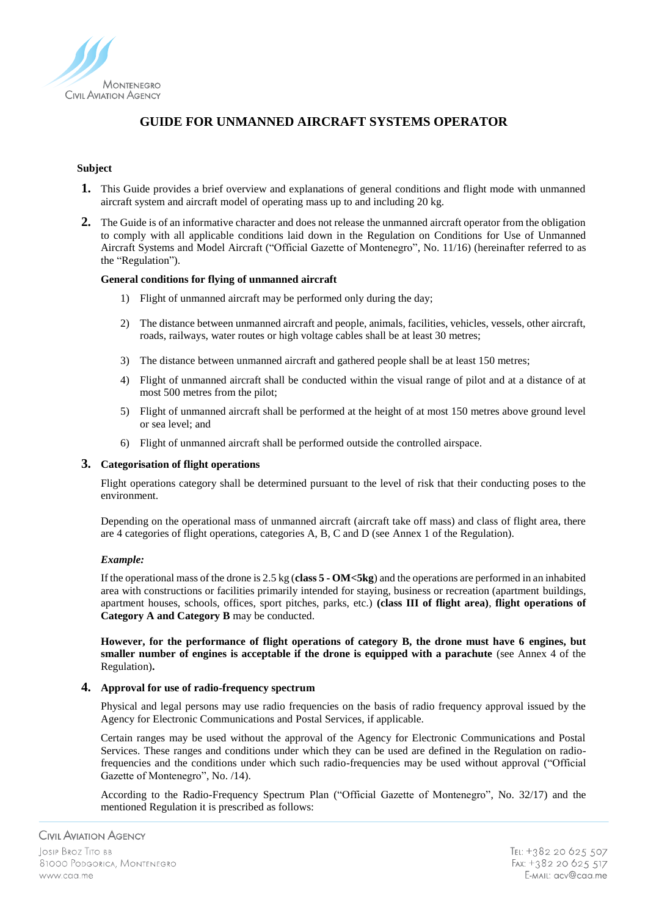# GUIDE FOR UNMANNED AIRCRAFT SYSTEMS OPERATOR

**Subject**

1. This Guide provides a brief overview and explanations of general conditions and flight mode with unmanned aircraft system and aircraft model of operating mass up to and including 20 kg.

2. The Guide is of an informative character and does not release the unmanned aircraft operator from the obligation to comply with all applicable conditions laid down in the Regulation on Conditions for Use of Unmanned Aircraft Systems and Model Aircraft ("Official Gazette of Montenegro", No. 11/16) (hereinafter referred to as the "Regulation").

   **General conditions for flying of unmanned aircraft**

   1) Flight of unmanned aircraft may be performed only during the day;

   2) The distance between unmanned aircraft and people, animals, facilities, vehicles, vessels, other aircraft, roads, railways, water routes or high voltage cables shall be at least 30 metres;

   3) The distance between unmanned aircraft and gathered people shall be at least 150 metres;

   4) Flight of unmanned aircraft shall be conducted within the visual range of pilot and at a distance of at most 500 metres from the pilot;

   5) Flight of unmanned aircraft shall be performed at the height of at most 150 metres above ground level or sea level; and

   6) Flight of unmanned aircraft shall be performed outside the controlled airspace.

3. **Categorisation of flight operations**

   Flight operations category shall be determined pursuant to the level of risk that their conducting poses to the environment.

   Depending on the operational mass of unmanned aircraft (aircraft take off mass) and class of flight area, there are 4 categories of flight operations, categories A, B, C and D (see Annex 1 of the Regulation).

   ***Example:***

   If the operational mass of the drone is 2.5 kg (**class 5 - OM<5kg**) and the operations are performed in an inhabited area with constructions or facilities primarily intended for staying, business or recreation (apartment buildings, apartment houses, schools, offices, sport pitches, parks, etc.) **(class III of flight area)**, **flight operations of Category A and Category B** may be conducted.

   **However, for the performance of flight operations of category B, the drone must have 6 engines, but smaller number of engines is acceptable if the drone is equipped with a parachute** (see Annex 4 of the Regulation)**.**

4. **Approval for use of radio-frequency spectrum**

   Physical and legal persons may use radio frequencies on the basis of radio frequency approval issued by the Agency for Electronic Communications and Postal Services, if applicable.

   Certain ranges may be used without the approval of the Agency for Electronic Communications and Postal Services. These ranges and conditions under which they can be used are defined in the Regulation on radio-frequencies and the conditions under which such radio-frequencies may be used without approval ("Official Gazette of Montenegro", No. /14).

   According to the Radio-Frequency Spectrum Plan ("Official Gazette of Montenegro", No. 32/17) and the mentioned Regulation it is prescribed as follows: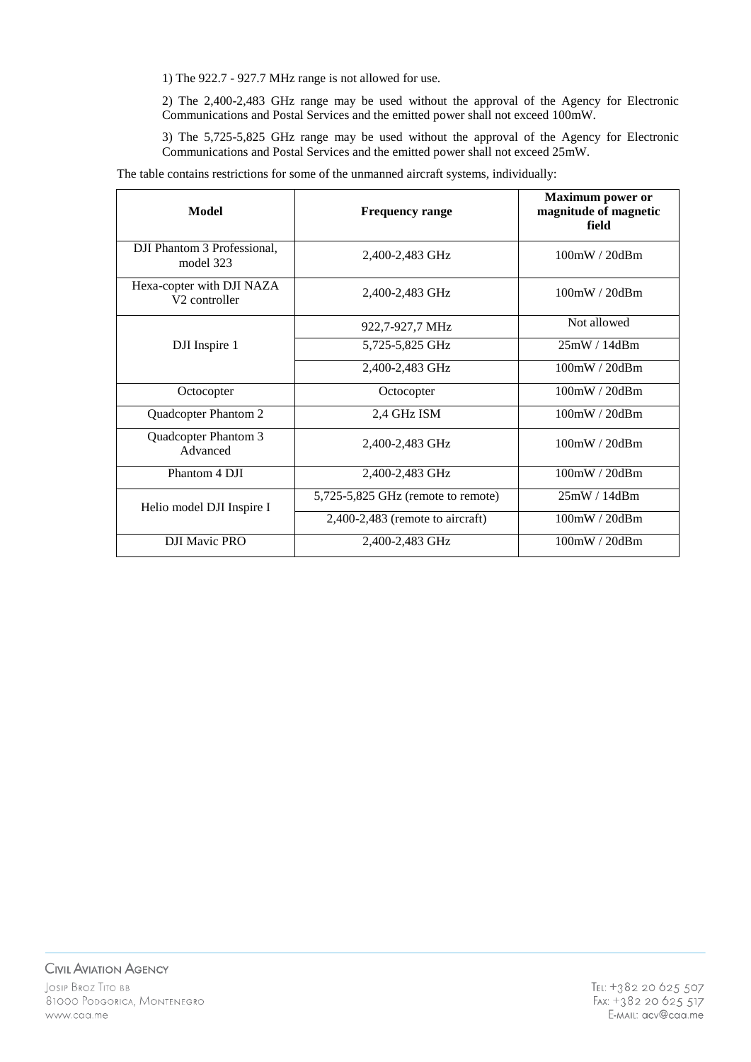1) The 922.7 - 927.7 MHz range is not allowed for use.

2) The 2,400-2,483 GHz range may be used without the approval of the Agency for Electronic Communications and Postal Services and the emitted power shall not exceed 100mW.

3) The 5,725-5,825 GHz range may be used without the approval of the Agency for Electronic Communications and Postal Services and the emitted power shall not exceed 25mW.

The table contains restrictions for some of the unmanned aircraft systems, individually:

| Model | Frequency range | Maximum power or magnitude of magnetic field |
|---|---|---|
| DJI Phantom 3 Professional, model 323 | 2,400-2,483 GHz | 100mW / 20dBm |
| Hexa-copter with DJI NAZA V2 controller | 2,400-2,483 GHz | 100mW / 20dBm |
| DJI Inspire 1 | 922,7-927,7 MHz | Not allowed |
| | 5,725-5,825 GHz | 25mW / 14dBm |
| | 2,400-2,483 GHz | 100mW / 20dBm |
| Octocopter | Octocopter | 100mW / 20dBm |
| Quadcopter Phantom 2 | 2,4 GHz ISM | 100mW / 20dBm |
| Quadcopter Phantom 3 Advanced | 2,400-2,483 GHz | 100mW / 20dBm |
| Phantom 4 DJI | 2,400-2,483 GHz | 100mW / 20dBm |
| Helio model DJI Inspire I | 5,725-5,825 GHz (remote to remote) | 25mW / 14dBm |
| | 2,400-2,483 (remote to aircraft) | 100mW / 20dBm |
| DJI Mavic PRO | 2,400-2,483 GHz | 100mW / 20dBm |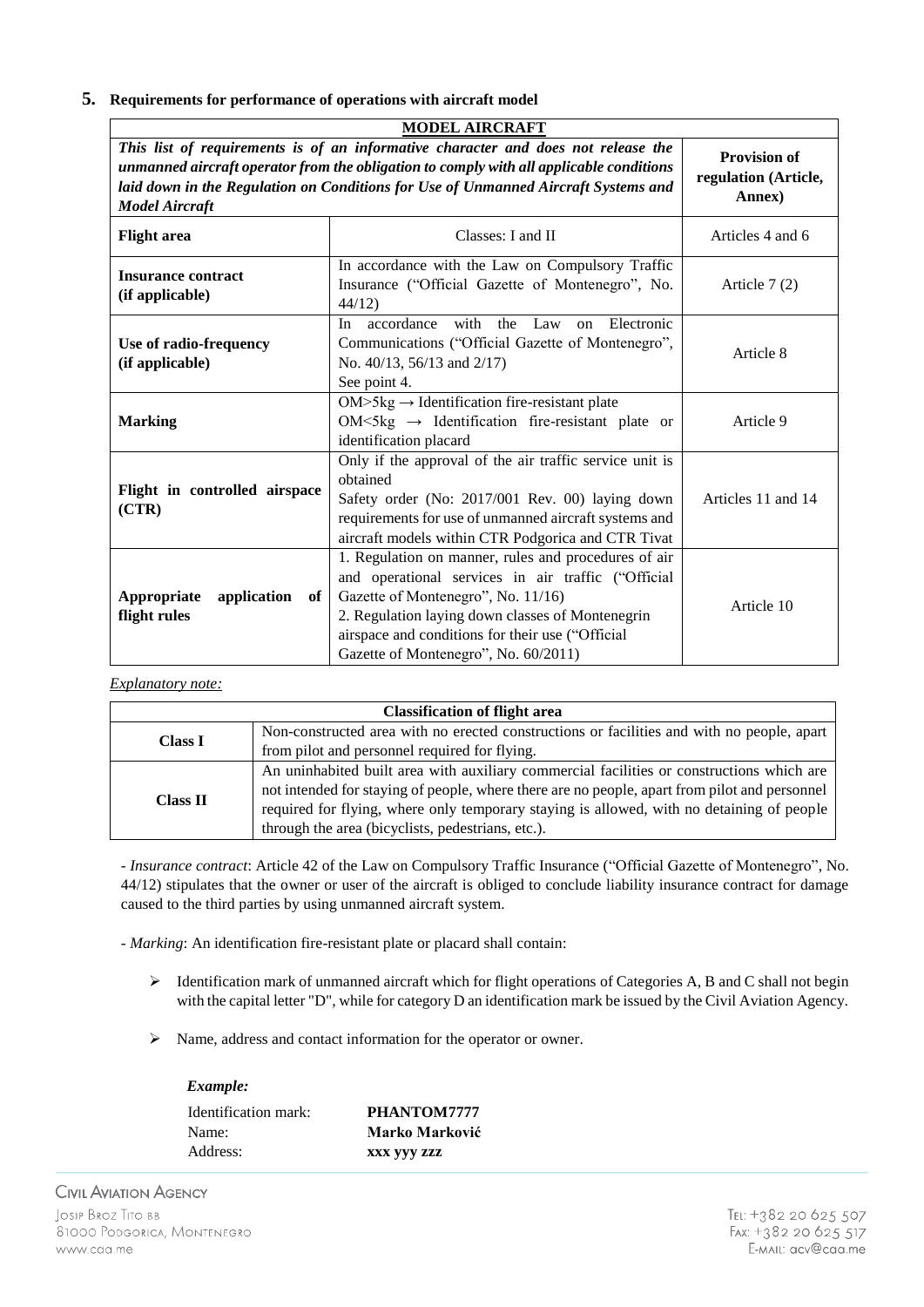## 5. Requirements for performance of operations with aircraft model

| **MODEL AIRCRAFT** | | |
|---|---|---|
| ***This list of requirements is of an informative character and does not release the unmanned aircraft operator from the obligation to comply with all applicable conditions laid down in the Regulation on Conditions for Use of Unmanned Aircraft Systems and Model Aircraft*** | | **Provision of regulation (Article, Annex)** |
| **Flight area** | Classes: I and II | Articles 4 and 6 |
| **Insurance contract (if applicable)** | In accordance with the Law on Compulsory Traffic Insurance ("Official Gazette of Montenegro", No. 44/12) | Article 7 (2) |
| **Use of radio-frequency (if applicable)** | In accordance with the Law on Electronic Communications ("Official Gazette of Montenegro", No. 40/13, 56/13 and 2/17) See point 4. | Article 8 |
| **Marking** | OM>5kg → Identification fire-resistant plate OM<5kg → Identification fire-resistant plate or identification placard | Article 9 |
| **Flight in controlled airspace (CTR)** | Only if the approval of the air traffic service unit is obtained Safety order (No: 2017/001 Rev. 00) laying down requirements for use of unmanned aircraft systems and aircraft models within CTR Podgorica and CTR Tivat | Articles 11 and 14 |
| **Appropriate application of flight rules** | 1. Regulation on manner, rules and procedures of air and operational services in air traffic ("Official Gazette of Montenegro", No. 11/16) 2. Regulation laying down classes of Montenegrin airspace and conditions for their use ("Official Gazette of Montenegro", No. 60/2011) | Article 10 |

*Explanatory note:*

| **Classification of flight area** | |
|---|---|
| **Class I** | Non-constructed area with no erected constructions or facilities and with no people, apart from pilot and personnel required for flying. |
| **Class II** | An uninhabited built area with auxiliary commercial facilities or constructions which are not intended for staying of people, where there are no people, apart from pilot and personnel required for flying, where only temporary staying is allowed, with no detaining of people through the area (bicyclists, pedestrians, etc.). |

- *Insurance contract*: Article 42 of the Law on Compulsory Traffic Insurance ("Official Gazette of Montenegro", No. 44/12) stipulates that the owner or user of the aircraft is obliged to conclude liability insurance contract for damage caused to the third parties by using unmanned aircraft system.

- *Marking*: An identification fire-resistant plate or placard shall contain:

- Identification mark of unmanned aircraft which for flight operations of Categories A, B and C shall not begin with the capital letter "D", while for category D an identification mark be issued by the Civil Aviation Agency.
- Name, address and contact information for the operator or owner.

***Example:***

Identification mark: **PHANTOM7777**
Name: **Marko Marković**
Address: **xxx yyy zzz**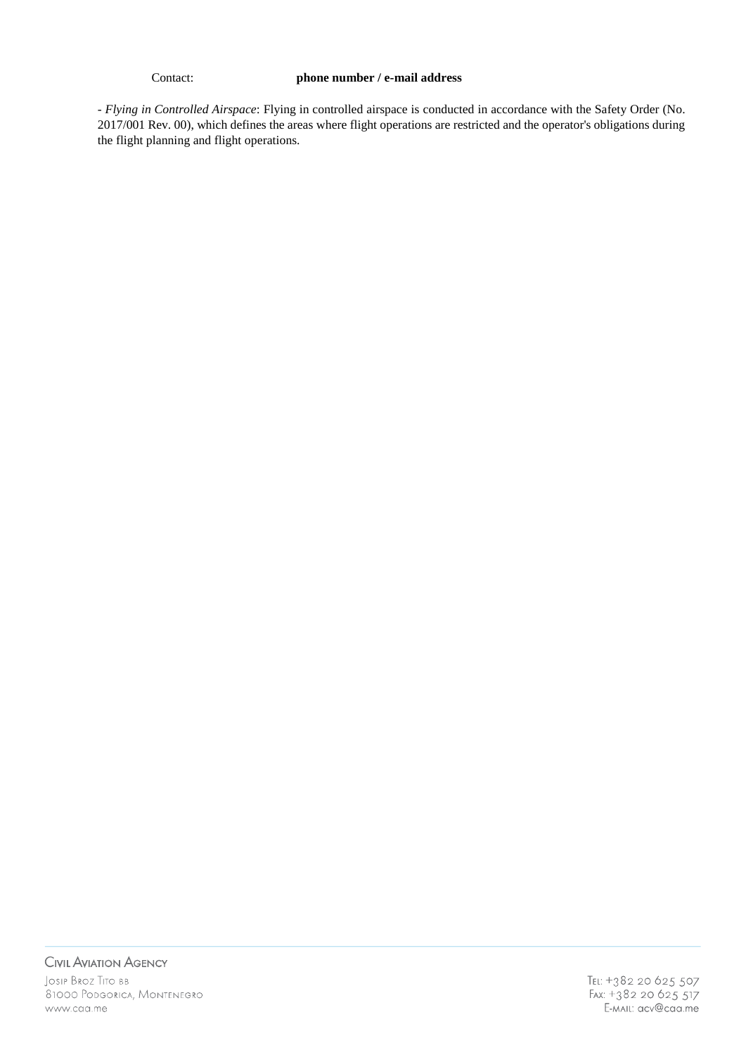Contact: **phone number / e-mail address**

- *Flying in Controlled Airspace*: Flying in controlled airspace is conducted in accordance with the Safety Order (No. 2017/001 Rev. 00), which defines the areas where flight operations are restricted and the operator's obligations during the flight planning and flight operations.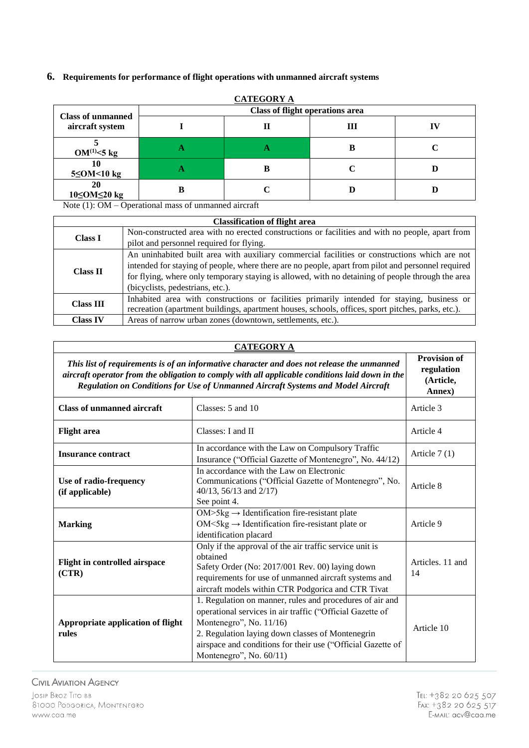## 6. Requirements for performance of flight operations with unmanned aircraft systems

**CATEGORY A**

| Class of unmanned aircraft system | Class of flight operations area | | | |
|---|---|---|---|---|
| | I | II | III | IV |
| 5 OM[(1)]<5 kg | A | A | B | C |
| 10 5≤OM<10 kg | A | B | C | D |
| 20 10≤OM≤20 kg | B | C | D | D |

Note (1): OM – Operational mass of unmanned aircraft

| Classification of flight area | |
|---|---|
| **Class I** | Non-constructed area with no erected constructions or facilities and with no people, apart from pilot and personnel required for flying. |
| **Class II** | An uninhabited built area with auxiliary commercial facilities or constructions which are not intended for staying of people, where there are no people, apart from pilot and personnel required for flying, where only temporary staying is allowed, with no detaining of people through the area (bicyclists, pedestrians, etc.). |
| **Class III** | Inhabited area with constructions or facilities primarily intended for staying, business or recreation (apartment buildings, apartment houses, schools, offices, sport pitches, parks, etc.). |
| **Class IV** | Areas of narrow urban zones (downtown, settlements, etc.). |

**CATEGORY A**

| *This list of requirements is of an informative character and does not release the unmanned aircraft operator from the obligation to comply with all applicable conditions laid down in the Regulation on Conditions for Use of Unmanned Aircraft Systems and Model Aircraft* | | Provision of regulation (Article, Annex) |
|---|---|---|
| **Class of unmanned aircraft** | Classes: 5 and 10 | Article 3 |
| **Flight area** | Classes: I and II | Article 4 |
| **Insurance contract** | In accordance with the Law on Compulsory Traffic Insurance ("Official Gazette of Montenegro", No. 44/12) | Article 7 (1) |
| **Use of radio-frequency (if applicable)** | In accordance with the Law on Electronic Communications ("Official Gazette of Montenegro", No. 40/13, 56/13 and 2/17) See point 4. | Article 8 |
| **Marking** | OM>5kg → Identification fire-resistant plate<br>OM<5kg → Identification fire-resistant plate or identification placard | Article 9 |
| **Flight in controlled airspace (CTR)** | Only if the approval of the air traffic service unit is obtained<br>Safety Order (No: 2017/001 Rev. 00) laying down requirements for use of unmanned aircraft systems and aircraft models within CTR Podgorica and CTR Tivat | Articles. 11 and 14 |
| **Appropriate application of flight rules** | 1. Regulation on manner, rules and procedures of air and operational services in air traffic ("Official Gazette of Montenegro", No. 11/16)<br>2. Regulation laying down classes of Montenegrin airspace and conditions for their use ("Official Gazette of Montenegro", No. 60/11) | Article 10 |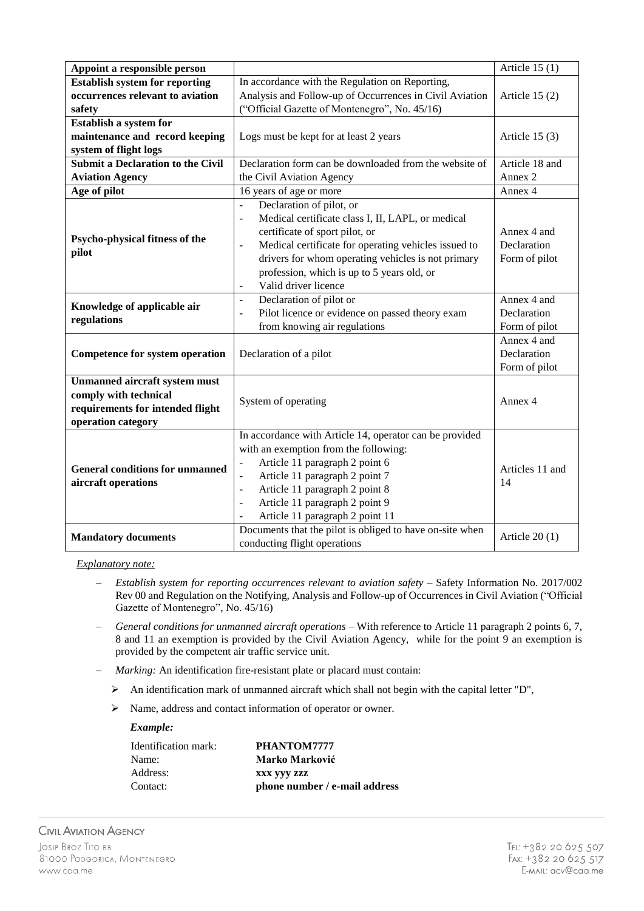| Appoint a responsible person | | Article 15 (1) |
|---|---|---|
| **Establish system for reporting occurrences relevant to aviation safety** | In accordance with the Regulation on Reporting, Analysis and Follow-up of Occurrences in Civil Aviation ("Official Gazette of Montenegro", No. 45/16) | Article 15 (2) |
| **Establish a system for maintenance and record keeping system of flight logs** | Logs must be kept for at least 2 years | Article 15 (3) |
| **Submit a Declaration to the Civil Aviation Agency** | Declaration form can be downloaded from the website of the Civil Aviation Agency | Article 18 and Annex 2 |
| **Age of pilot** | 16 years of age or more | Annex 4 |
| **Psycho-physical fitness of the pilot** | - Declaration of pilot, or<br>- Medical certificate class I, II, LAPL, or medical certificate of sport pilot, or<br>- Medical certificate for operating vehicles issued to drivers for whom operating vehicles is not primary profession, which is up to 5 years old, or<br>- Valid driver licence | Annex 4 and Declaration Form of pilot |
| **Knowledge of applicable air regulations** | - Declaration of pilot or<br>- Pilot licence or evidence on passed theory exam from knowing air regulations | Annex 4 and Declaration Form of pilot |
| **Competence for system operation** | Declaration of a pilot | Annex 4 and Declaration Form of pilot |
| **Unmanned aircraft system must comply with technical requirements for intended flight operation category** | System of operating | Annex 4 |
| **General conditions for unmanned aircraft operations** | In accordance with Article 14, operator can be provided with an exemption from the following:<br>- Article 11 paragraph 2 point 6<br>- Article 11 paragraph 2 point 7<br>- Article 11 paragraph 2 point 8<br>- Article 11 paragraph 2 point 9<br>- Article 11 paragraph 2 point 11 | Articles 11 and 14 |
| **Mandatory documents** | Documents that the pilot is obliged to have on-site when conducting flight operations | Article 20 (1) |

*Explanatory note:*

- *Establish system for reporting occurrences relevant to aviation safety* – Safety Information No. 2017/002 Rev 00 and Regulation on the Notifying, Analysis and Follow-up of Occurrences in Civil Aviation ("Official Gazette of Montenegro", No. 45/16)
- *General conditions for unmanned aircraft operations* – With reference to Article 11 paragraph 2 points 6, 7, 8 and 11 an exemption is provided by the Civil Aviation Agency, while for the point 9 an exemption is provided by the competent air traffic service unit.
- *Marking:* An identification fire-resistant plate or placard must contain:
  - An identification mark of unmanned aircraft which shall not begin with the capital letter "D",
  - Name, address and contact information of operator or owner.

  ***Example:***

  | | |
  |---|---|
  | Identification mark: | **PHANTOM7777** |
  | Name: | **Marko Marković** |
  | Address: | **xxx yyy zzz** |
  | Contact: | **phone number / e-mail address** |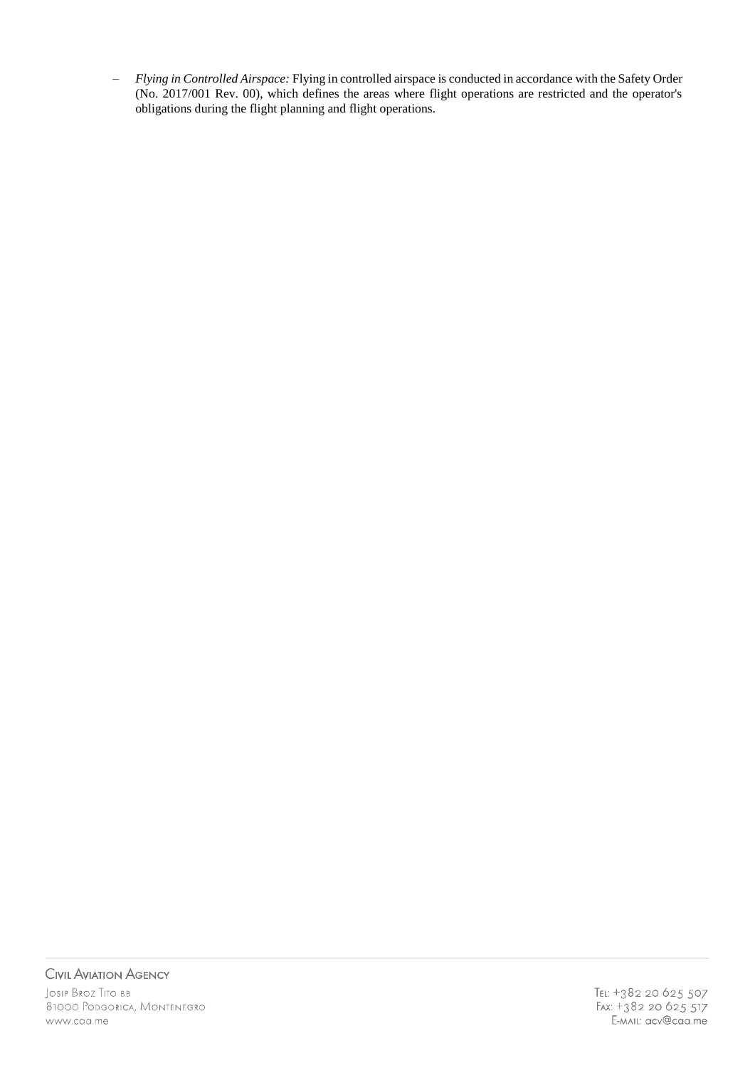- *Flying in Controlled Airspace:* Flying in controlled airspace is conducted in accordance with the Safety Order (No. 2017/001 Rev. 00), which defines the areas where flight operations are restricted and the operator's obligations during the flight planning and flight operations.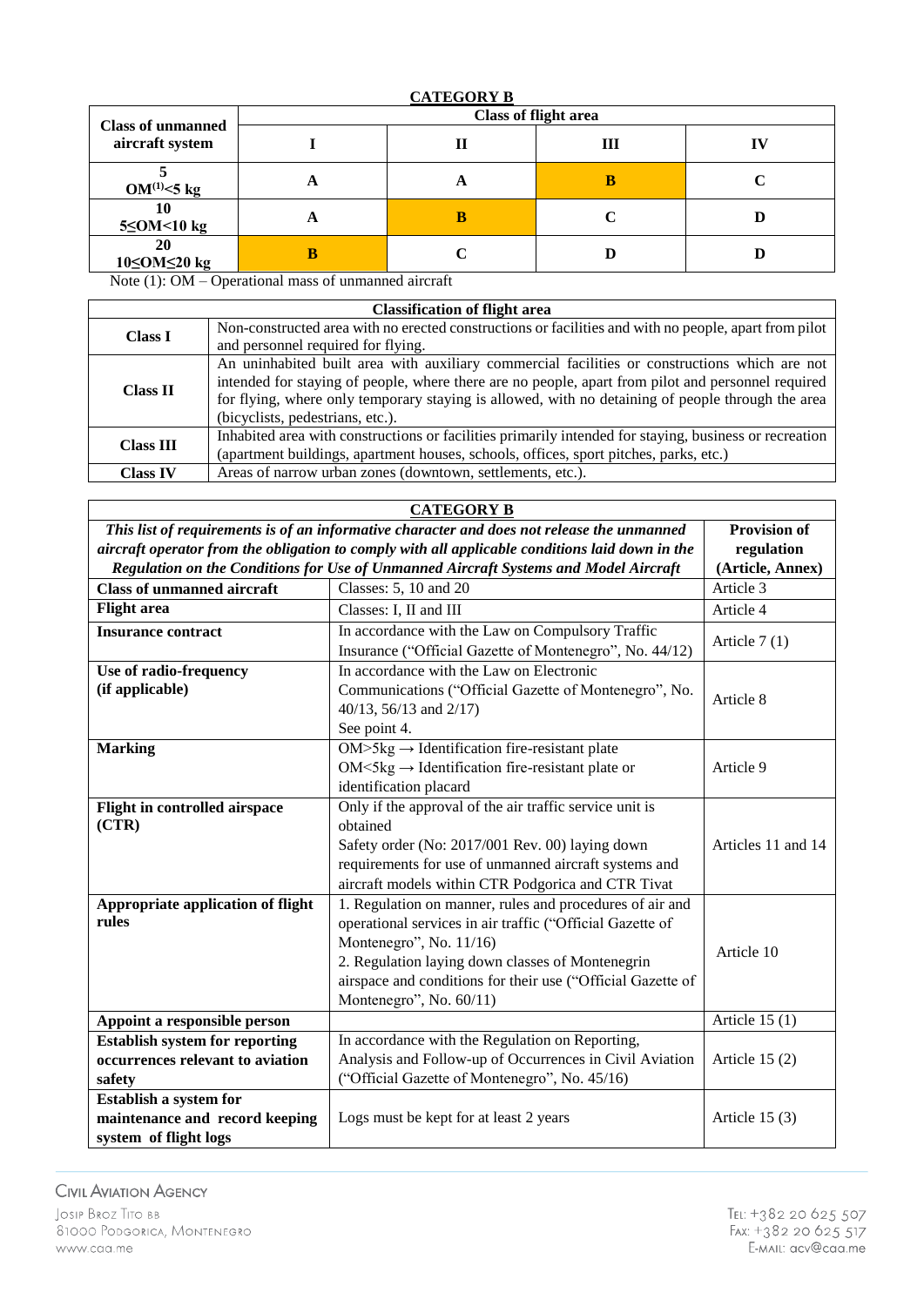**CATEGORY B**

| Class of unmanned aircraft system | Class of flight area | | | |
|---|---|---|---|---|
| | I | II | III | IV |
| **5** **OM[1]<5 kg** | A | A | **B** | C |
| **10** **5≤OM<10 kg** | A | **B** | C | D |
| **20** **10≤OM≤20 kg** | **B** | C | D | D |

Note (1): OM – Operational mass of unmanned aircraft

| Classification of flight area | |
|---|---|
| **Class I** | Non-constructed area with no erected constructions or facilities and with no people, apart from pilot and personnel required for flying. |
| **Class II** | An uninhabited built area with auxiliary commercial facilities or constructions which are not intended for staying of people, where there are no people, apart from pilot and personnel required for flying, where only temporary staying is allowed, with no detaining of people through the area (bicyclists, pedestrians, etc.). |
| **Class III** | Inhabited area with constructions or facilities primarily intended for staying, business or recreation (apartment buildings, apartment houses, schools, offices, sport pitches, parks, etc.) |
| **Class IV** | Areas of narrow urban zones (downtown, settlements, etc.). |

**CATEGORY B**

| *This list of requirements is of an informative character and does not release the unmanned aircraft operator from the obligation to comply with all applicable conditions laid down in the Regulation on the Conditions for Use of Unmanned Aircraft Systems and Model Aircraft* | | **Provision of regulation (Article, Annex)** |
|---|---|---|
| **Class of unmanned aircraft** | Classes: 5, 10 and 20 | Article 3 |
| **Flight area** | Classes: I, II and III | Article 4 |
| **Insurance contract** | In accordance with the Law on Compulsory Traffic Insurance ("Official Gazette of Montenegro", No. 44/12) | Article 7 (1) |
| **Use of radio-frequency (if applicable)** | In accordance with the Law on Electronic Communications ("Official Gazette of Montenegro", No. 40/13, 56/13 and 2/17) See point 4. | Article 8 |
| **Marking** | OM>5kg → Identification fire-resistant plate<br>OM<5kg → Identification fire-resistant plate or identification placard | Article 9 |
| **Flight in controlled airspace (CTR)** | Only if the approval of the air traffic service unit is obtained<br>Safety order (No: 2017/001 Rev. 00) laying down requirements for use of unmanned aircraft systems and aircraft models within CTR Podgorica and CTR Tivat | Articles 11 and 14 |
| **Appropriate application of flight rules** | 1. Regulation on manner, rules and procedures of air and operational services in air traffic ("Official Gazette of Montenegro", No. 11/16)<br>2. Regulation laying down classes of Montenegrin airspace and conditions for their use ("Official Gazette of Montenegro", No. 60/11) | Article 10 |
| **Appoint a responsible person** | | Article 15 (1) |
| **Establish system for reporting occurrences relevant to aviation safety** | In accordance with the Regulation on Reporting, Analysis and Follow-up of Occurrences in Civil Aviation ("Official Gazette of Montenegro", No. 45/16) | Article 15 (2) |
| **Establish a system for maintenance and record keeping system of flight logs** | Logs must be kept for at least 2 years | Article 15 (3) |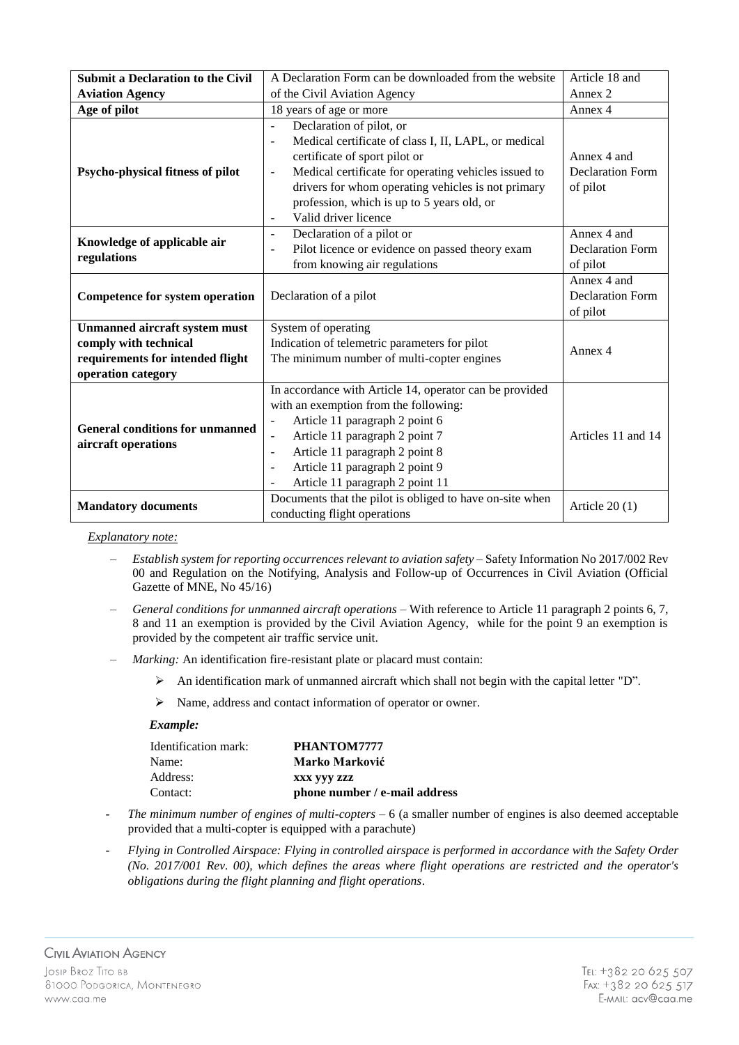| **Submit a Declaration to the Civil Aviation Agency** | A Declaration Form can be downloaded from the website of the Civil Aviation Agency | Article 18 and Annex 2 |
|---|---|---|
| **Age of pilot** | 18 years of age or more | Annex 4 |
| **Psycho-physical fitness of pilot** | - Declaration of pilot, or<br>- Medical certificate of class I, II, LAPL, or medical certificate of sport pilot or<br>- Medical certificate for operating vehicles issued to drivers for whom operating vehicles is not primary profession, which is up to 5 years old, or<br>- Valid driver licence | Annex 4 and Declaration Form of pilot |
| **Knowledge of applicable air regulations** | - Declaration of a pilot or<br>- Pilot licence or evidence on passed theory exam from knowing air regulations | Annex 4 and Declaration Form of pilot |
| **Competence for system operation** | Declaration of a pilot | Annex 4 and Declaration Form of pilot |
| **Unmanned aircraft system must comply with technical requirements for intended flight operation category** | System of operating<br>Indication of telemetric parameters for pilot<br>The minimum number of multi-copter engines | Annex 4 |
| **General conditions for unmanned aircraft operations** | In accordance with Article 14, operator can be provided with an exemption from the following:<br>- Article 11 paragraph 2 point 6<br>- Article 11 paragraph 2 point 7<br>- Article 11 paragraph 2 point 8<br>- Article 11 paragraph 2 point 9<br>- Article 11 paragraph 2 point 11 | Articles 11 and 14 |
| **Mandatory documents** | Documents that the pilot is obliged to have on-site when conducting flight operations | Article 20 (1) |

*Explanatory note:*

- *Establish system for reporting occurrences relevant to aviation safety* – Safety Information No 2017/002 Rev 00 and Regulation on the Notifying, Analysis and Follow-up of Occurrences in Civil Aviation (Official Gazette of MNE, No 45/16)
- *General conditions for unmanned aircraft operations* – With reference to Article 11 paragraph 2 points 6, 7, 8 and 11 an exemption is provided by the Civil Aviation Agency, while for the point 9 an exemption is provided by the competent air traffic service unit.
- *Marking:* An identification fire-resistant plate or placard must contain:
  - An identification mark of unmanned aircraft which shall not begin with the capital letter "D".
  - Name, address and contact information of operator or owner.

  ***Example:***

  | | |
  |---|---|
  | Identification mark: | **PHANTOM7777** |
  | Name: | **Marko Marković** |
  | Address: | **xxx yyy zzz** |
  | Contact: | **phone number / e-mail address** |

- *The minimum number of engines of multi-copters* – 6 (a smaller number of engines is also deemed acceptable provided that a multi-copter is equipped with a parachute)
- *Flying in Controlled Airspace: Flying in controlled airspace is performed in accordance with the Safety Order (No. 2017/001 Rev. 00), which defines the areas where flight operations are restricted and the operator's obligations during the flight planning and flight operations*.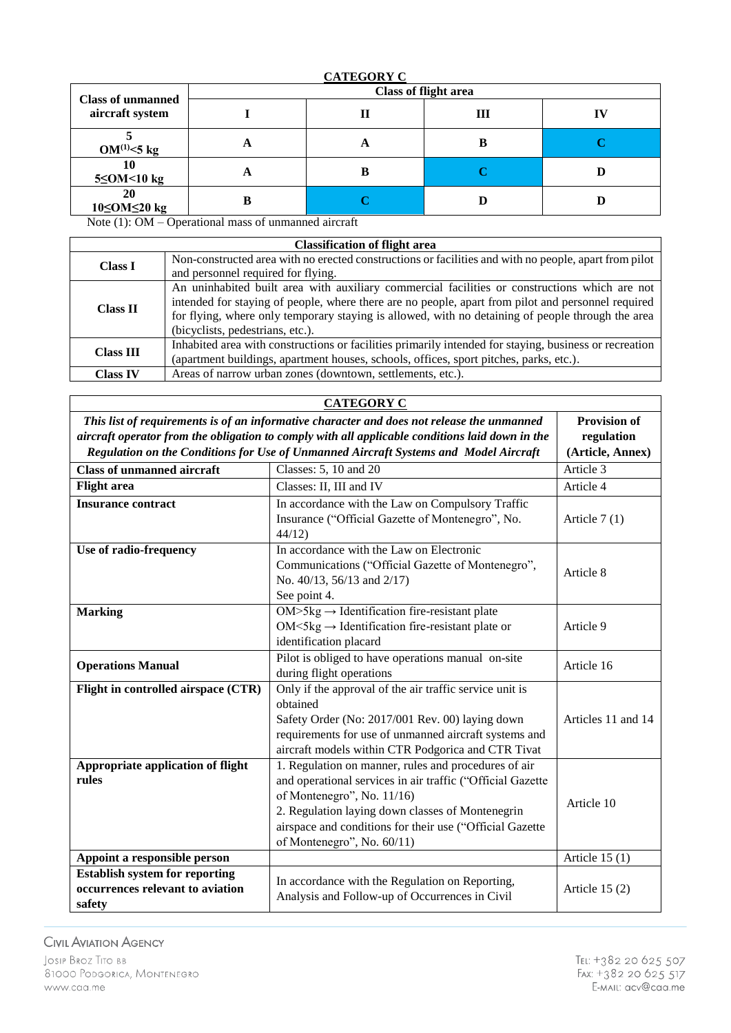**CATEGORY C**

| Class of unmanned aircraft system | Class of flight area | | | |
|---|---|---|---|---|
| | I | II | III | IV |
| 5 OM[1]<5 kg | A | A | B | C |
| 10 5≤OM<10 kg | A | B | C | D |
| 20 10≤OM≤20 kg | B | C | D | D |

Note (1): OM – Operational mass of unmanned aircraft

| Classification of flight area | |
|---|---|
| Class I | Non-constructed area with no erected constructions or facilities and with no people, apart from pilot and personnel required for flying. |
| Class II | An uninhabited built area with auxiliary commercial facilities or constructions which are not intended for staying of people, where there are no people, apart from pilot and personnel required for flying, where only temporary staying is allowed, with no detaining of people through the area (bicyclists, pedestrians, etc.). |
| Class III | Inhabited area with constructions or facilities primarily intended for staying, business or recreation (apartment buildings, apartment houses, schools, offices, sport pitches, parks, etc.). |
| Class IV | Areas of narrow urban zones (downtown, settlements, etc.). |

| **CATEGORY C** | | |
|---|---|---|
| ***This list of requirements is of an informative character and does not release the unmanned aircraft operator from the obligation to comply with all applicable conditions laid down in the Regulation on the Conditions for Use of Unmanned Aircraft Systems and Model Aircraft*** | | **Provision of regulation (Article, Annex)** |
| **Class of unmanned aircraft** | Classes: 5, 10 and 20 | Article 3 |
| **Flight area** | Classes: II, III and IV | Article 4 |
| **Insurance contract** | In accordance with the Law on Compulsory Traffic Insurance ("Official Gazette of Montenegro", No. 44/12) | Article 7 (1) |
| **Use of radio-frequency** | In accordance with the Law on Electronic Communications ("Official Gazette of Montenegro", No. 40/13, 56/13 and 2/17) See point 4. | Article 8 |
| **Marking** | OM>5kg → Identification fire-resistant plate<br>OM<5kg → Identification fire-resistant plate or identification placard | Article 9 |
| **Operations Manual** | Pilot is obliged to have operations manual on-site during flight operations | Article 16 |
| **Flight in controlled airspace (CTR)** | Only if the approval of the air traffic service unit is obtained<br>Safety Order (No: 2017/001 Rev. 00) laying down requirements for use of unmanned aircraft systems and aircraft models within CTR Podgorica and CTR Tivat | Articles 11 and 14 |
| **Appropriate application of flight rules** | 1. Regulation on manner, rules and procedures of air and operational services in air traffic ("Official Gazette of Montenegro", No. 11/16)<br>2. Regulation laying down classes of Montenegrin airspace and conditions for their use ("Official Gazette of Montenegro", No. 60/11) | Article 10 |
| **Appoint a responsible person** | | Article 15 (1) |
| **Establish system for reporting occurrences relevant to aviation safety** | In accordance with the Regulation on Reporting, Analysis and Follow-up of Occurrences in Civil | Article 15 (2) |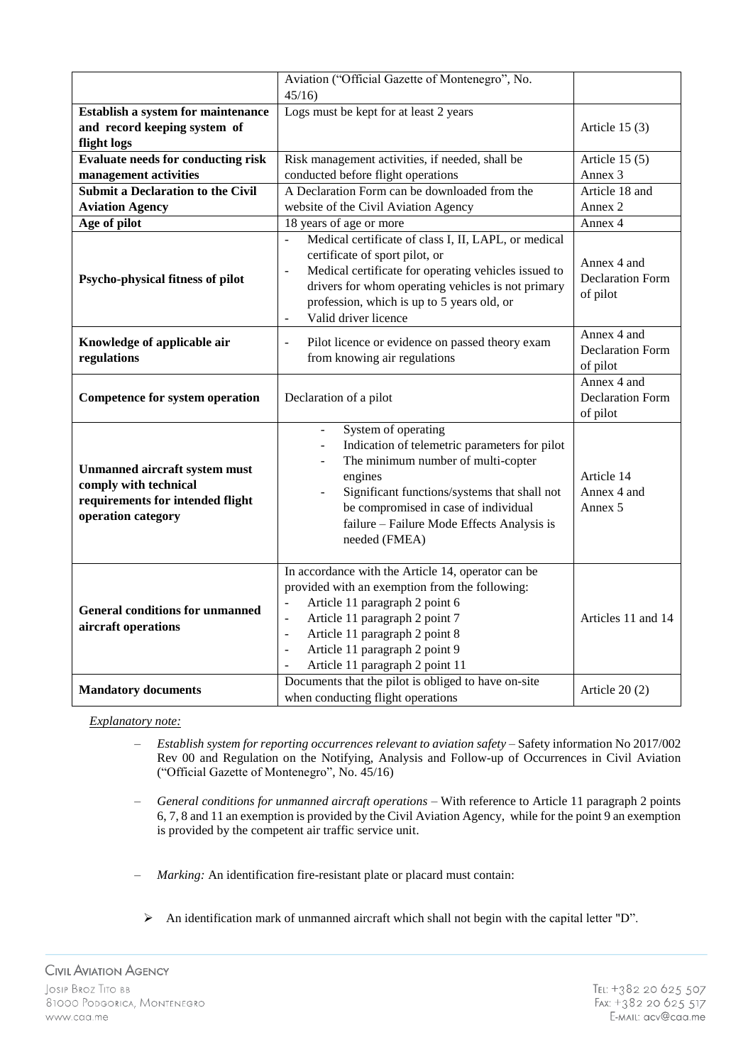| | | |
|---|---|---|
| | Aviation ("Official Gazette of Montenegro", No. 45/16) | |
| **Establish a system for maintenance and record keeping system of flight logs** | Logs must be kept for at least 2 years | Article 15 (3) |
| **Evaluate needs for conducting risk management activities** | Risk management activities, if needed, shall be conducted before flight operations | Article 15 (5) Annex 3 |
| **Submit a Declaration to the Civil Aviation Agency** | A Declaration Form can be downloaded from the website of the Civil Aviation Agency | Article 18 and Annex 2 |
| **Age of pilot** | 18 years of age or more | Annex 4 |
| **Psycho-physical fitness of pilot** | - Medical certificate of class I, II, LAPL, or medical certificate of sport pilot, or<br>- Medical certificate for operating vehicles issued to drivers for whom operating vehicles is not primary profession, which is up to 5 years old, or<br>- Valid driver licence | Annex 4 and Declaration Form of pilot |
| **Knowledge of applicable air regulations** | - Pilot licence or evidence on passed theory exam from knowing air regulations | Annex 4 and Declaration Form of pilot |
| **Competence for system operation** | Declaration of a pilot | Annex 4 and Declaration Form of pilot |
| **Unmanned aircraft system must comply with technical requirements for intended flight operation category** | - System of operating<br>- Indication of telemetric parameters for pilot<br>- The minimum number of multi-copter engines<br>- Significant functions/systems that shall not be compromised in case of individual failure – Failure Mode Effects Analysis is needed (FMEA) | Article 14 Annex 4 and Annex 5 |
| **General conditions for unmanned aircraft operations** | In accordance with the Article 14, operator can be provided with an exemption from the following:<br>- Article 11 paragraph 2 point 6<br>- Article 11 paragraph 2 point 7<br>- Article 11 paragraph 2 point 8<br>- Article 11 paragraph 2 point 9<br>- Article 11 paragraph 2 point 11 | Articles 11 and 14 |
| **Mandatory documents** | Documents that the pilot is obliged to have on-site when conducting flight operations | Article 20 (2) |

*Explanatory note:*

- *Establish system for reporting occurrences relevant to aviation safety* – Safety information No 2017/002 Rev 00 and Regulation on the Notifying, Analysis and Follow-up of Occurrences in Civil Aviation ("Official Gazette of Montenegro", No. 45/16)

- *General conditions for unmanned aircraft operations* – With reference to Article 11 paragraph 2 points 6, 7, 8 and 11 an exemption is provided by the Civil Aviation Agency, while for the point 9 an exemption is provided by the competent air traffic service unit.

- *Marking:* An identification fire-resistant plate or placard must contain:

  - An identification mark of unmanned aircraft which shall not begin with the capital letter "D".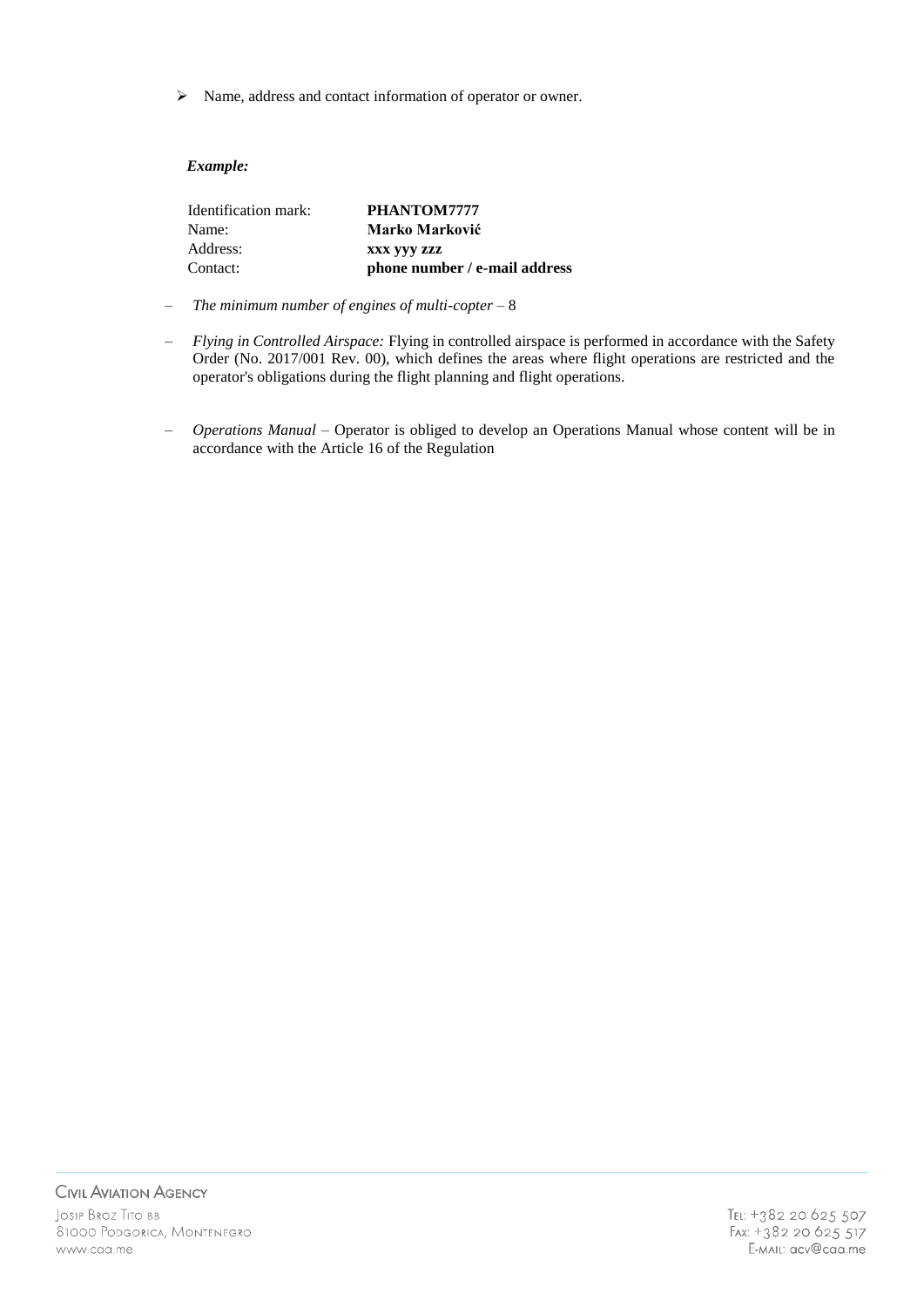- Name, address and contact information of operator or owner.

***Example:***

| Identification mark: | **PHANTOM7777** |
| --- | --- |
| Name: | **Marko Marković** |
| Address: | **xxx yyy zzz** |
| Contact: | **phone number / e-mail address** |

- *The minimum number of engines of multi-copter* – 8
- *Flying in Controlled Airspace:* Flying in controlled airspace is performed in accordance with the Safety Order (No. 2017/001 Rev. 00), which defines the areas where flight operations are restricted and the operator's obligations during the flight planning and flight operations.
- *Operations Manual* – Operator is obliged to develop an Operations Manual whose content will be in accordance with the Article 16 of the Regulation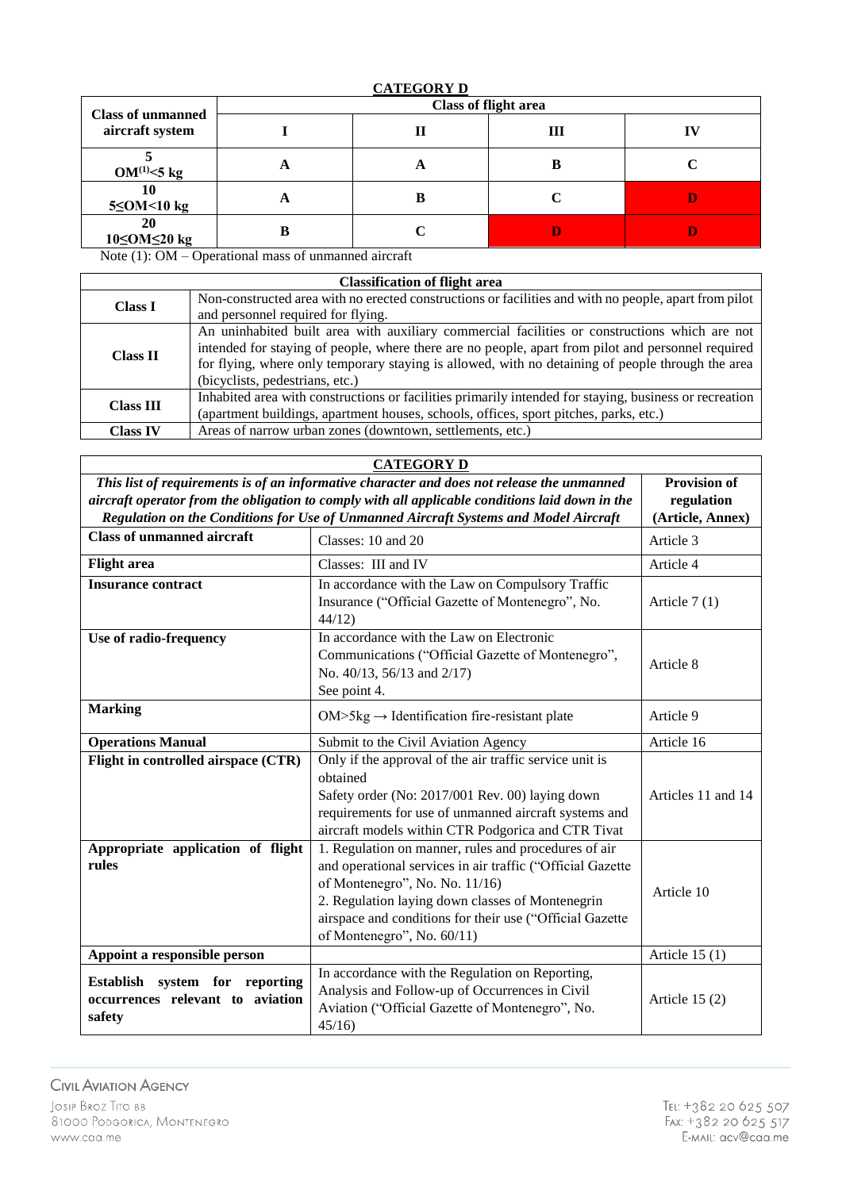**CATEGORY D**

| Class of unmanned aircraft system | Class of flight area | | | |
|---|---|---|---|---|
| | I | II | III | IV |
| 5<br>OM[1]<5 kg | A | A | B | C |
| 10<br>5≤OM<10 kg | A | B | C | D |
| 20<br>10≤OM≤20 kg | B | C | D | D |

Note (1): OM – Operational mass of unmanned aircraft

| Classification of flight area | |
|---|---|
| Class I | Non-constructed area with no erected constructions or facilities and with no people, apart from pilot and personnel required for flying. |
| Class II | An uninhabited built area with auxiliary commercial facilities or constructions which are not intended for staying of people, where there are no people, apart from pilot and personnel required for flying, where only temporary staying is allowed, with no detaining of people through the area (bicyclists, pedestrians, etc.) |
| Class III | Inhabited area with constructions or facilities primarily intended for staying, business or recreation (apartment buildings, apartment houses, schools, offices, sport pitches, parks, etc.) |
| Class IV | Areas of narrow urban zones (downtown, settlements, etc.) |

**CATEGORY D**

| *This list of requirements is of an informative character and does not release the unmanned aircraft operator from the obligation to comply with all applicable conditions laid down in the Regulation on the Conditions for Use of Unmanned Aircraft Systems and Model Aircraft* | | Provision of regulation (Article, Annex) |
|---|---|---|
| **Class of unmanned aircraft** | Classes: 10 and 20 | Article 3 |
| **Flight area** | Classes: III and IV | Article 4 |
| **Insurance contract** | In accordance with the Law on Compulsory Traffic Insurance ("Official Gazette of Montenegro", No. 44/12) | Article 7 (1) |
| **Use of radio-frequency** | In accordance with the Law on Electronic Communications ("Official Gazette of Montenegro", No. 40/13, 56/13 and 2/17)<br>See point 4. | Article 8 |
| **Marking** | OM>5kg → Identification fire-resistant plate | Article 9 |
| **Operations Manual** | Submit to the Civil Aviation Agency | Article 16 |
| **Flight in controlled airspace (CTR)** | Only if the approval of the air traffic service unit is obtained<br>Safety order (No: 2017/001 Rev. 00) laying down requirements for use of unmanned aircraft systems and aircraft models within CTR Podgorica and CTR Tivat | Articles 11 and 14 |
| **Appropriate application of flight rules** | 1. Regulation on manner, rules and procedures of air and operational services in air traffic ("Official Gazette of Montenegro", No. No. 11/16)<br>2. Regulation laying down classes of Montenegrin airspace and conditions for their use ("Official Gazette of Montenegro", No. 60/11) | Article 10 |
| **Appoint a responsible person** | | Article 15 (1) |
| **Establish system for reporting occurrences relevant to aviation safety** | In accordance with the Regulation on Reporting, Analysis and Follow-up of Occurrences in Civil Aviation ("Official Gazette of Montenegro", No. 45/16) | Article 15 (2) |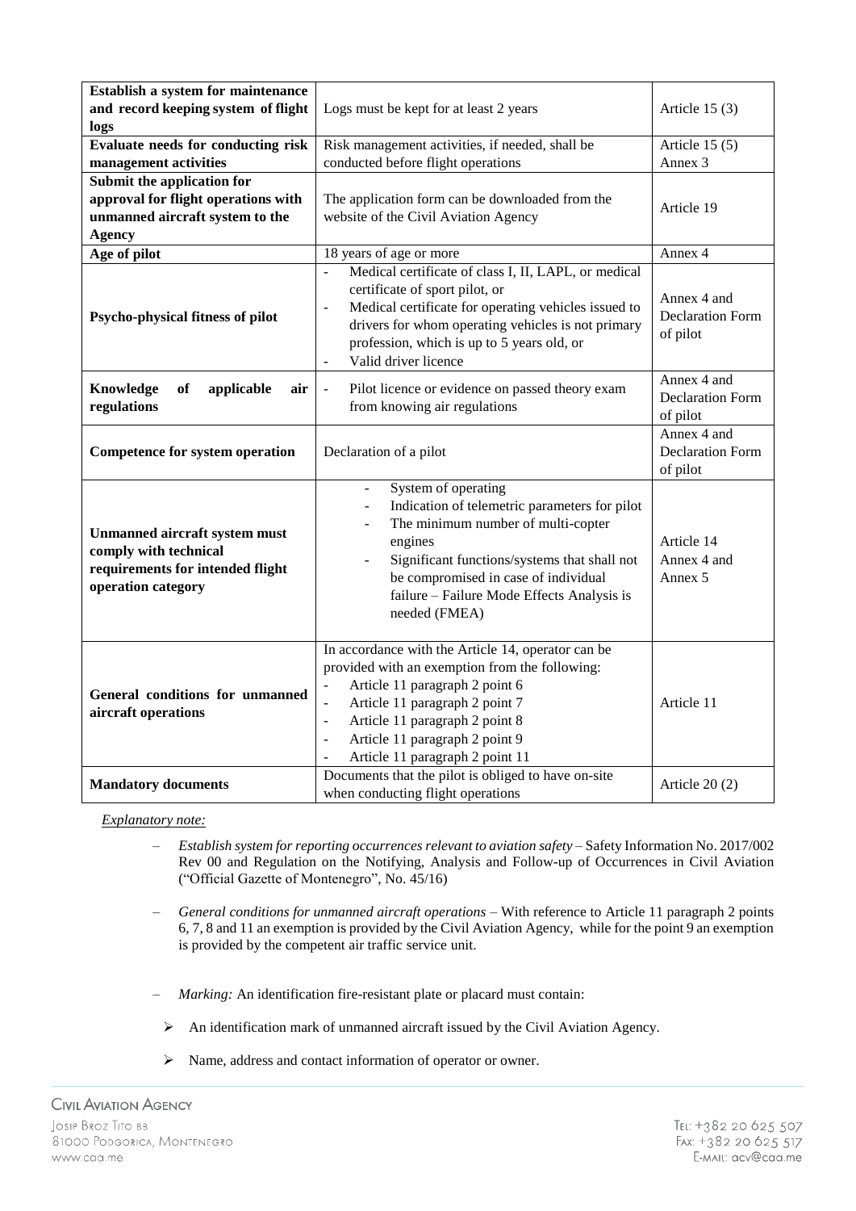| Establish a system for maintenance and record keeping system of flight logs | Logs must be kept for at least 2 years | Article 15 (3) |
|---|---|---|
| **Evaluate needs for conducting risk management activities** | Risk management activities, if needed, shall be conducted before flight operations | Article 15 (5) Annex 3 |
| **Submit the application for approval for flight operations with unmanned aircraft system to the Agency** | The application form can be downloaded from the website of the Civil Aviation Agency | Article 19 |
| **Age of pilot** | 18 years of age or more | Annex 4 |
| **Psycho-physical fitness of pilot** | - Medical certificate of class I, II, LAPL, or medical certificate of sport pilot, or<br>- Medical certificate for operating vehicles issued to drivers for whom operating vehicles is not primary profession, which is up to 5 years old, or<br>- Valid driver licence | Annex 4 and Declaration Form of pilot |
| **Knowledge of applicable air regulations** | - Pilot licence or evidence on passed theory exam from knowing air regulations | Annex 4 and Declaration Form of pilot |
| **Competence for system operation** | Declaration of a pilot | Annex 4 and Declaration Form of pilot |
| **Unmanned aircraft system must comply with technical requirements for intended flight operation category** | - System of operating<br>- Indication of telemetric parameters for pilot<br>- The minimum number of multi-copter engines<br>- Significant functions/systems that shall not be compromised in case of individual failure – Failure Mode Effects Analysis is needed (FMEA) | Article 14 Annex 4 and Annex 5 |
| **General conditions for unmanned aircraft operations** | In accordance with the Article 14, operator can be provided with an exemption from the following:<br>- Article 11 paragraph 2 point 6<br>- Article 11 paragraph 2 point 7<br>- Article 11 paragraph 2 point 8<br>- Article 11 paragraph 2 point 9<br>- Article 11 paragraph 2 point 11 | Article 11 |
| **Mandatory documents** | Documents that the pilot is obliged to have on-site when conducting flight operations | Article 20 (2) |

*Explanatory note:*

- *Establish system for reporting occurrences relevant to aviation safety* – Safety Information No. 2017/002 Rev 00 and Regulation on the Notifying, Analysis and Follow-up of Occurrences in Civil Aviation ("Official Gazette of Montenegro", No. 45/16)

- *General conditions for unmanned aircraft operations* – With reference to Article 11 paragraph 2 points 6, 7, 8 and 11 an exemption is provided by the Civil Aviation Agency, while for the point 9 an exemption is provided by the competent air traffic service unit.

- *Marking:* An identification fire-resistant plate or placard must contain:
  - An identification mark of unmanned aircraft issued by the Civil Aviation Agency.
  - Name, address and contact information of operator or owner.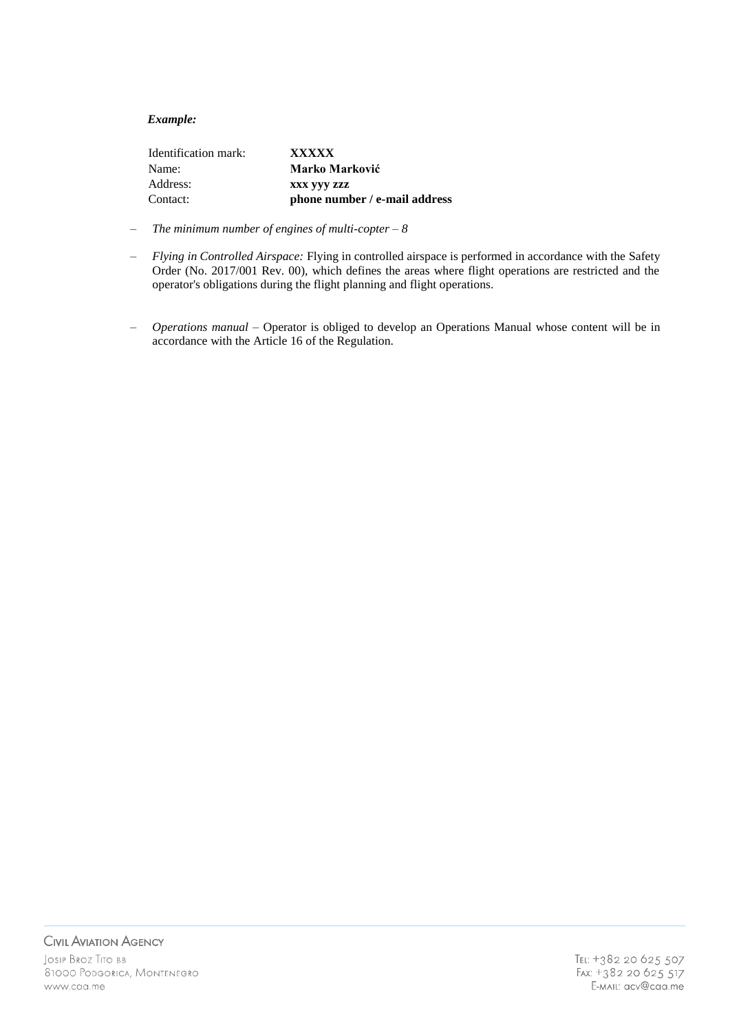***Example:***

| | |
|---|---|
| Identification mark: | **XXXXX** |
| Name: | **Marko Marković** |
| Address: | **xxx yyy zzz** |
| Contact: | **phone number / e-mail address** |

- *The minimum number of engines of multi-copter – 8*
- *Flying in Controlled Airspace:* Flying in controlled airspace is performed in accordance with the Safety Order (No. 2017/001 Rev. 00), which defines the areas where flight operations are restricted and the operator's obligations during the flight planning and flight operations.
- *Operations manual* – Operator is obliged to develop an Operations Manual whose content will be in accordance with the Article 16 of the Regulation.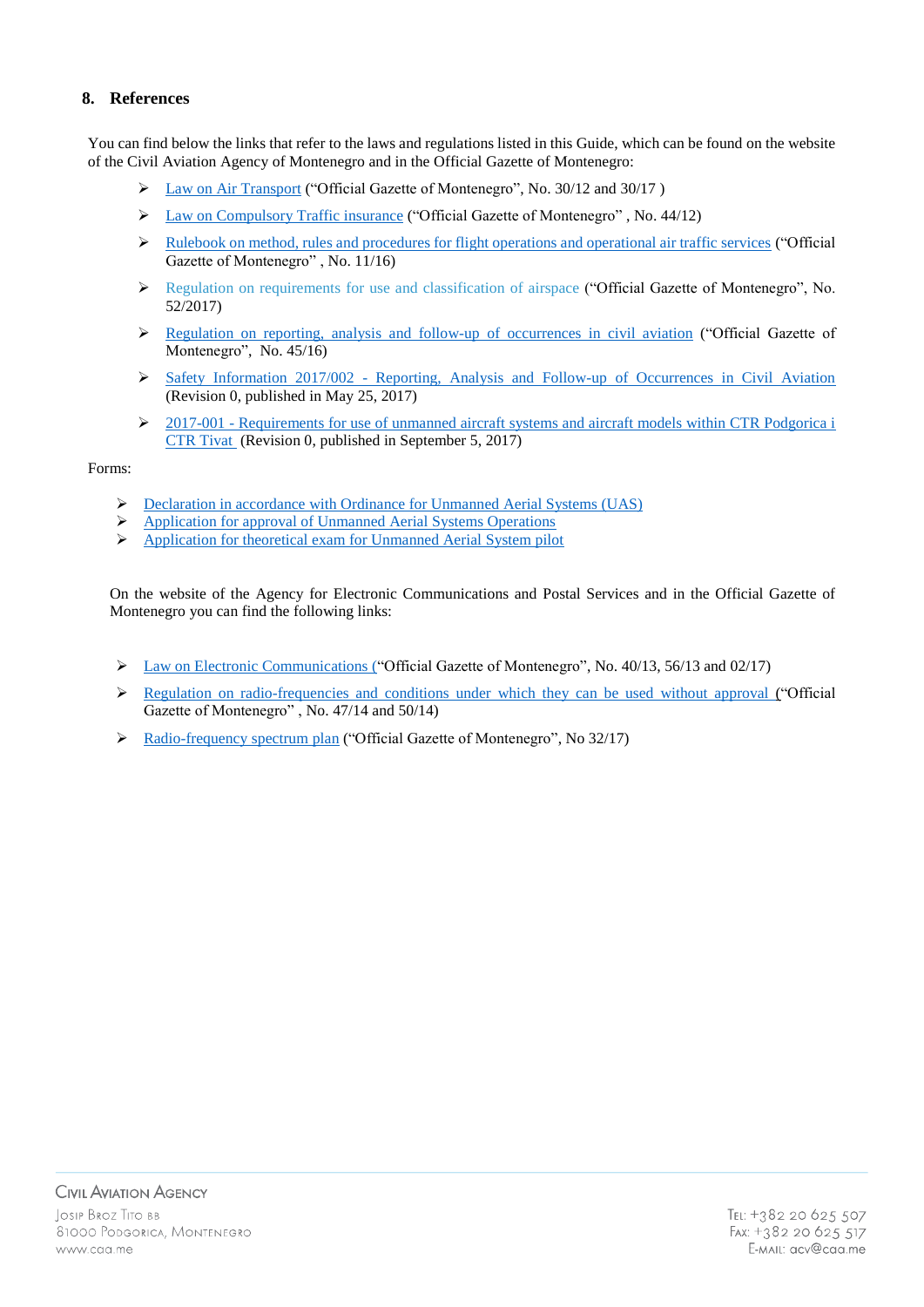## 8. References

You can find below the links that refer to the laws and regulations listed in this Guide, which can be found on the website of the Civil Aviation Agency of Montenegro and in the Official Gazette of Montenegro:

- Law on Air Transport ("Official Gazette of Montenegro", No. 30/12 and 30/17 )
- Law on Compulsory Traffic insurance ("Official Gazette of Montenegro" , No. 44/12)
- Rulebook on method, rules and procedures for flight operations and operational air traffic services ("Official Gazette of Montenegro" , No. 11/16)
- Regulation on requirements for use and classification of airspace ("Official Gazette of Montenegro", No. 52/2017)
- Regulation on reporting, analysis and follow-up of occurrences in civil aviation ("Official Gazette of Montenegro", No. 45/16)
- Safety Information 2017/002 - Reporting, Analysis and Follow-up of Occurrences in Civil Aviation (Revision 0, published in May 25, 2017)
- 2017-001 - Requirements for use of unmanned aircraft systems and aircraft models within CTR Podgorica i CTR Tivat (Revision 0, published in September 5, 2017)

Forms:

- Declaration in accordance with Ordinance for Unmanned Aerial Systems (UAS)
- Application for approval of Unmanned Aerial Systems Operations
- Application for theoretical exam for Unmanned Aerial System pilot

On the website of the Agency for Electronic Communications and Postal Services and in the Official Gazette of Montenegro you can find the following links:

- Law on Electronic Communications ("Official Gazette of Montenegro", No. 40/13, 56/13 and 02/17)
- Regulation on radio-frequencies and conditions under which they can be used without approval ("Official Gazette of Montenegro" , No. 47/14 and 50/14)
- Radio-frequency spectrum plan ("Official Gazette of Montenegro", No 32/17)